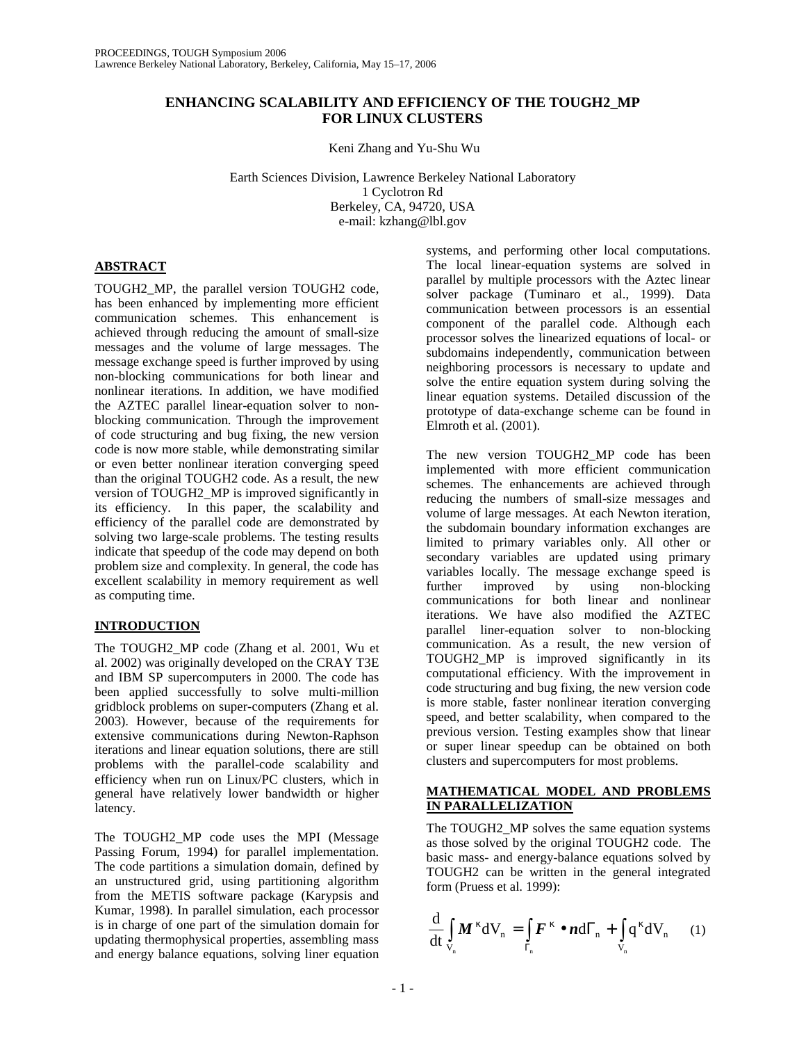PROCEEDINGS, TOUGH Symposium 2006
Lawrence Berkeley National Laboratory, Berkeley, California, May 15–17, 2006

# ENHANCING SCALABILITY AND EFFICIENCY OF THE TOUGH2_MP FOR LINUX CLUSTERS

Keni Zhang and Yu-Shu Wu

Earth Sciences Division, Lawrence Berkeley National Laboratory
1 Cyclotron Rd
Berkeley, CA, 94720, USA
e-mail: kzhang@lbl.gov

## ABSTRACT

TOUGH2_MP, the parallel version TOUGH2 code, has been enhanced by implementing more efficient communication schemes. This enhancement is achieved through reducing the amount of small-size messages and the volume of large messages. The message exchange speed is further improved by using non-blocking communications for both linear and nonlinear iterations. In addition, we have modified the AZTEC parallel linear-equation solver to non-blocking communication. Through the improvement of code structuring and bug fixing, the new version code is now more stable, while demonstrating similar or even better nonlinear iteration converging speed than the original TOUGH2 code. As a result, the new version of TOUGH2_MP is improved significantly in its efficiency. In this paper, the scalability and efficiency of the parallel code are demonstrated by solving two large-scale problems. The testing results indicate that speedup of the code may depend on both problem size and complexity. In general, the code has excellent scalability in memory requirement as well as computing time.

## INTRODUCTION

The TOUGH2_MP code (Zhang et al. 2001, Wu et al. 2002) was originally developed on the CRAY T3E and IBM SP supercomputers in 2000. The code has been applied successfully to solve multi-million gridblock problems on super-computers (Zhang et al. 2003). However, because of the requirements for extensive communications during Newton-Raphson iterations and linear equation solutions, there are still problems with the parallel-code scalability and efficiency when run on Linux/PC clusters, which in general have relatively lower bandwidth or higher latency.

The TOUGH2_MP code uses the MPI (Message Passing Forum, 1994) for parallel implementation. The code partitions a simulation domain, defined by an unstructured grid, using partitioning algorithm from the METIS software package (Karypsis and Kumar, 1998). In parallel simulation, each processor is in charge of one part of the simulation domain for updating thermophysical properties, assembling mass and energy balance equations, solving liner equation systems, and performing other local computations. The local linear-equation systems are solved in parallel by multiple processors with the Aztec linear solver package (Tuminaro et al., 1999). Data communication between processors is an essential component of the parallel code. Although each processor solves the linearized equations of local- or subdomains independently, communication between neighboring processors is necessary to update and solve the entire equation system during solving the linear equation systems. Detailed discussion of the prototype of data-exchange scheme can be found in Elmroth et al. (2001).

The new version TOUGH2_MP code has been implemented with more efficient communication schemes. The enhancements are achieved through reducing the numbers of small-size messages and volume of large messages. At each Newton iteration, the subdomain boundary information exchanges are limited to primary variables only. All other or secondary variables are updated using primary variables locally. The message exchange speed is further improved by using non-blocking communications for both linear and nonlinear iterations. We have also modified the AZTEC parallel liner-equation solver to non-blocking communication. As a result, the new version of TOUGH2_MP is improved significantly in its computational efficiency. With the improvement in code structuring and bug fixing, the new version code is more stable, faster nonlinear iteration converging speed, and better scalability, when compared to the previous version. Testing examples show that linear or super linear speedup can be obtained on both clusters and supercomputers for most problems.

## MATHEMATICAL MODEL AND PROBLEMS IN PARALLELIZATION

The TOUGH2_MP solves the same equation systems as those solved by the original TOUGH2 code. The basic mass- and energy-balance equations solved by TOUGH2 can be written in the general integrated form (Pruess et al. 1999):

$$\frac{d}{dt}\int_{V_n} \boldsymbol{M}^{\kappa} dV_n = \int_{\Gamma_n} \boldsymbol{F}^{\kappa} \bullet \boldsymbol{n} d\Gamma_n + \int_{V_n} q^{\kappa} dV_n \qquad (1)$$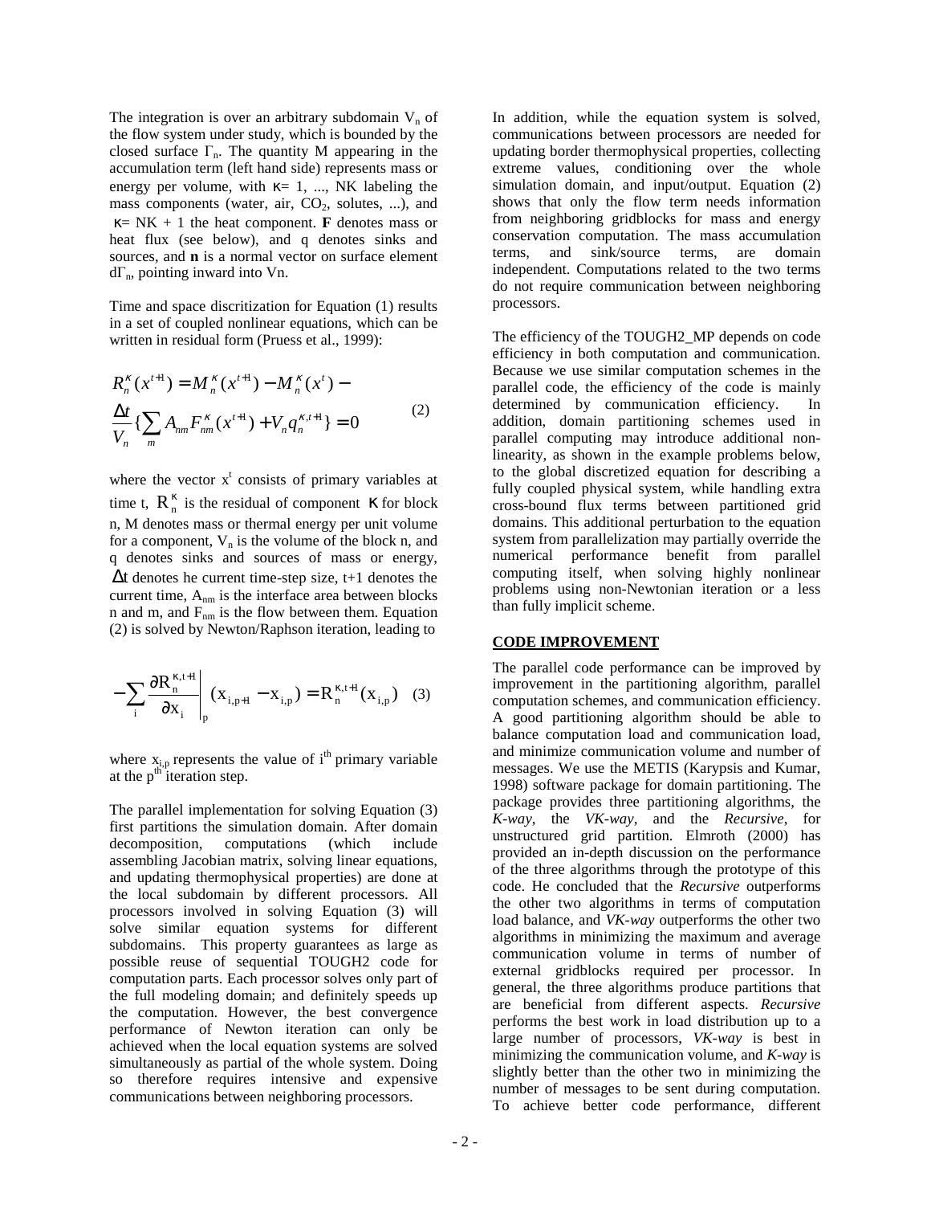The integration is over an arbitrary subdomain $V_n$ of the flow system under study, which is bounded by the closed surface $\Gamma_n$. The quantity M appearing in the accumulation term (left hand side) represents mass or energy per volume, with $\kappa = 1, ..., NK$ labeling the mass components (water, air, $CO_2$, solutes, ...), and $\kappa = NK + 1$ the heat component. **F** denotes mass or heat flux (see below), and q denotes sinks and sources, and **n** is a normal vector on surface element $d\Gamma_n$, pointing inward into Vn.

Time and space discritization for Equation (1) results in a set of coupled nonlinear equations, which can be written in residual form (Pruess et al., 1999):

$$R_n^\kappa(x^{t+1}) = M_n^\kappa(x^{t+1}) - M_n^\kappa(x^t) - \frac{\Delta t}{V_n}\{\sum_m A_{nm}F_{nm}^\kappa(x^{t+1}) + V_n q_n^{\kappa,t+1}\} = 0 \tag{2}$$

where the vector $x^t$ consists of primary variables at time t, $R_n^\kappa$ is the residual of component $\kappa$ for block n, M denotes mass or thermal energy per unit volume for a component, $V_n$ is the volume of the block n, and q denotes sinks and sources of mass or energy, $\Delta t$ denotes he current time-step size, t+1 denotes the current time, $A_{nm}$ is the interface area between blocks n and m, and $F_{nm}$ is the flow between them. Equation (2) is solved by Newton/Raphson iteration, leading to

$$-\sum_i \frac{\partial R_n^{\kappa,t+1}}{\partial x_i}\bigg|_p (x_{i,p+1} - x_{i,p}) = R_n^{\kappa,t+1}(x_{i,p}) \tag{3}$$

where $x_{i,p}$ represents the value of $i^{th}$ primary variable at the $p^{th}$ iteration step.

The parallel implementation for solving Equation (3) first partitions the simulation domain. After domain decomposition, computations (which include assembling Jacobian matrix, solving linear equations, and updating thermophysical properties) are done at the local subdomain by different processors. All processors involved in solving Equation (3) will solve similar equation systems for different subdomains. This property guarantees as large as possible reuse of sequential TOUGH2 code for computation parts. Each processor solves only part of the full modeling domain; and definitely speeds up the computation. However, the best convergence performance of Newton iteration can only be achieved when the local equation systems are solved simultaneously as partial of the whole system. Doing so therefore requires intensive and expensive communications between neighboring processors.

In addition, while the equation system is solved, communications between processors are needed for updating border thermophysical properties, collecting extreme values, conditioning over the whole simulation domain, and input/output. Equation (2) shows that only the flow term needs information from neighboring gridblocks for mass and energy conservation computation. The mass accumulation terms, and sink/source terms, are domain independent. Computations related to the two terms do not require communication between neighboring processors.

The efficiency of the TOUGH2_MP depends on code efficiency in both computation and communication. Because we use similar computation schemes in the parallel code, the efficiency of the code is mainly determined by communication efficiency. In addition, domain partitioning schemes used in parallel computing may introduce additional non-linearity, as shown in the example problems below, to the global discretized equation for describing a fully coupled physical system, while handling extra cross-bound flux terms between partitioned grid domains. This additional perturbation to the equation system from parallelization may partially override the numerical performance benefit from parallel computing itself, when solving highly nonlinear problems using non-Newtonian iteration or a less than fully implicit scheme.

## CODE IMPROVEMENT

The parallel code performance can be improved by improvement in the partitioning algorithm, parallel computation schemes, and communication efficiency. A good partitioning algorithm should be able to balance computation load and communication load, and minimize communication volume and number of messages. We use the METIS (Karypsis and Kumar, 1998) software package for domain partitioning. The package provides three partitioning algorithms, the *K-way*, the *VK-way*, and the *Recursive*, for unstructured grid partition. Elmroth (2000) has provided an in-depth discussion on the performance of the three algorithms through the prototype of this code. He concluded that the *Recursive* outperforms the other two algorithms in terms of computation load balance, and *VK-way* outperforms the other two algorithms in minimizing the maximum and average communication volume in terms of number of external gridblocks required per processor. In general, the three algorithms produce partitions that are beneficial from different aspects. *Recursive* performs the best work in load distribution up to a large number of processors, *VK-way* is best in minimizing the communication volume, and *K-way* is slightly better than the other two in minimizing the number of messages to be sent during computation. To achieve better code performance, different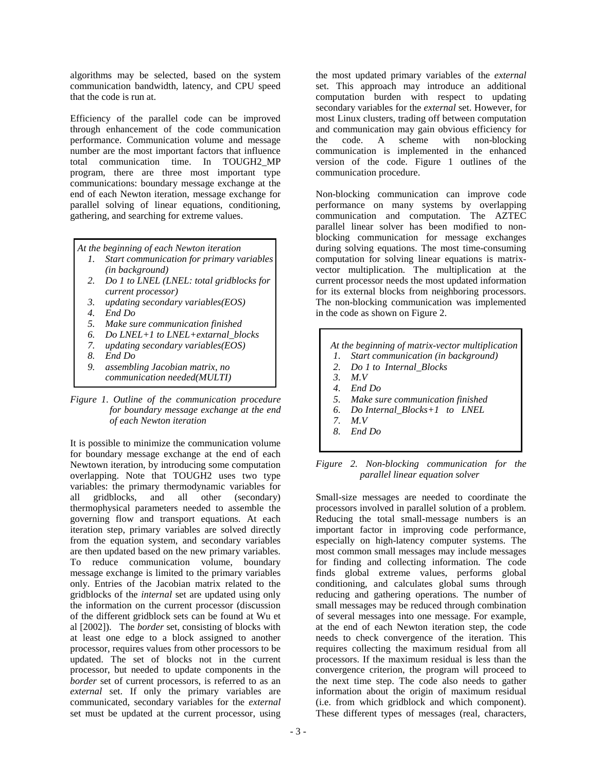algorithms may be selected, based on the system communication bandwidth, latency, and CPU speed that the code is run at.

Efficiency of the parallel code can be improved through enhancement of the code communication performance. Communication volume and message number are the most important factors that influence total communication time. In TOUGH2_MP program, there are three most important type communications: boundary message exchange at the end of each Newton iteration, message exchange for parallel solving of linear equations, conditioning, gathering, and searching for extreme values.

*At the beginning of each Newton iteration*

1. *Start communication for primary variables (in background)*
2. *Do 1 to LNEL (LNEL: total gridblocks for current processor)*
3. *updating secondary variables(EOS)*
4. *End Do*
5. *Make sure communication finished*
6. *Do LNEL+1 to LNEL+extarnal_blocks*
7. *updating secondary variables(EOS)*
8. *End Do*
9. *assembling Jacobian matrix, no communication needed(MULTI)*

*Figure 1. Outline of the communication procedure for boundary message exchange at the end of each Newton iteration*

It is possible to minimize the communication volume for boundary message exchange at the end of each Newtown iteration, by introducing some computation overlapping. Note that TOUGH2 uses two type variables: the primary thermodynamic variables for all gridblocks, and all other (secondary) thermophysical parameters needed to assemble the governing flow and transport equations. At each iteration step, primary variables are solved directly from the equation system, and secondary variables are then updated based on the new primary variables. To reduce communication volume, boundary message exchange is limited to the primary variables only. Entries of the Jacobian matrix related to the gridblocks of the *internal* set are updated using only the information on the current processor (discussion of the different gridblock sets can be found at Wu et al [2002]). The *border* set, consisting of blocks with at least one edge to a block assigned to another processor, requires values from other processors to be updated. The set of blocks not in the current processor, but needed to update components in the *border* set of current processors, is referred to as an *external* set. If only the primary variables are communicated, secondary variables for the *external* set must be updated at the current processor, using the most updated primary variables of the *external* set. This approach may introduce an additional computation burden with respect to updating secondary variables for the *external* set. However, for most Linux clusters, trading off between computation and communication may gain obvious efficiency for the code. A scheme with non-blocking communication is implemented in the enhanced version of the code. Figure 1 outlines of the communication procedure.

Non-blocking communication can improve code performance on many systems by overlapping communication and computation. The AZTEC parallel linear solver has been modified to non-blocking communication for message exchanges during solving equations. The most time-consuming computation for solving linear equations is matrix-vector multiplication. The multiplication at the current processor needs the most updated information for its external blocks from neighboring processors. The non-blocking communication was implemented in the code as shown on Figure 2.

*At the beginning of matrix-vector multiplication*

1. *Start communication (in background)*
2. *Do 1 to Internal_Blocks*
3. *M.V*
4. *End Do*
5. *Make sure communication finished*
6. *Do Internal_Blocks+1 to LNEL*
7. *M.V*
8. *End Do*

*Figure 2. Non-blocking communication for the parallel linear equation solver*

Small-size messages are needed to coordinate the processors involved in parallel solution of a problem. Reducing the total small-message numbers is an important factor in improving code performance, especially on high-latency computer systems. The most common small messages may include messages for finding and collecting information. The code finds global extreme values, performs global conditioning, and calculates global sums through reducing and gathering operations. The number of small messages may be reduced through combination of several messages into one message. For example, at the end of each Newton iteration step, the code needs to check convergence of the iteration. This requires collecting the maximum residual from all processors. If the maximum residual is less than the convergence criterion, the program will proceed to the next time step. The code also needs to gather information about the origin of maximum residual (i.e. from which gridblock and which component). These different types of messages (real, characters,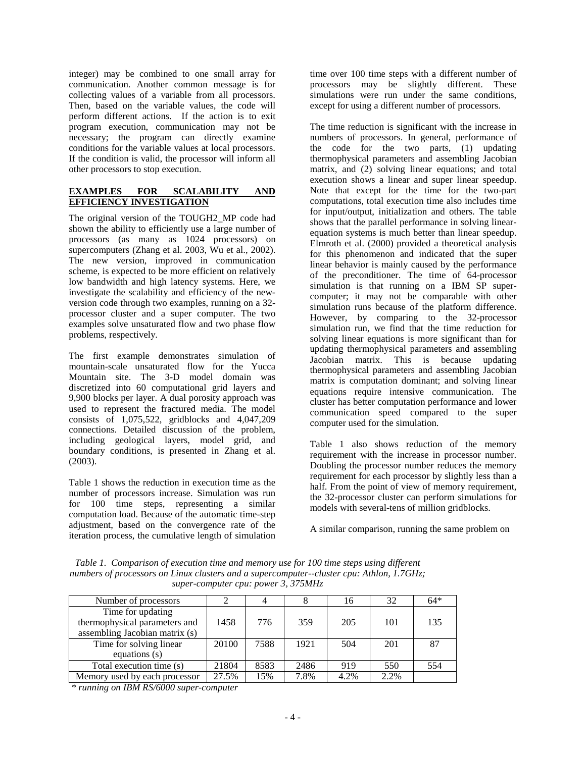integer) may be combined to one small array for communication. Another common message is for collecting values of a variable from all processors. Then, based on the variable values, the code will perform different actions. If the action is to exit program execution, communication may not be necessary; the program can directly examine conditions for the variable values at local processors. If the condition is valid, the processor will inform all other processors to stop execution.

## EXAMPLES FOR SCALABILITY AND EFFICIENCY INVESTIGATION

The original version of the TOUGH2_MP code had shown the ability to efficiently use a large number of processors (as many as 1024 processors) on supercomputers (Zhang et al. 2003, Wu et al., 2002). The new version, improved in communication scheme, is expected to be more efficient on relatively low bandwidth and high latency systems. Here, we investigate the scalability and efficiency of the new-version code through two examples, running on a 32-processor cluster and a super computer. The two examples solve unsaturated flow and two phase flow problems, respectively.

The first example demonstrates simulation of mountain-scale unsaturated flow for the Yucca Mountain site. The 3-D model domain was discretized into 60 computational grid layers and 9,900 blocks per layer. A dual porosity approach was used to represent the fractured media. The model consists of 1,075,522, gridblocks and 4,047,209 connections. Detailed discussion of the problem, including geological layers, model grid, and boundary conditions, is presented in Zhang et al. (2003).

Table 1 shows the reduction in execution time as the number of processors increase. Simulation was run for 100 time steps, representing a similar computation load. Because of the automatic time-step adjustment, based on the convergence rate of the iteration process, the cumulative length of simulation time over 100 time steps with a different number of processors may be slightly different. These simulations were run under the same conditions, except for using a different number of processors.

The time reduction is significant with the increase in numbers of processors. In general, performance of the code for the two parts, (1) updating thermophysical parameters and assembling Jacobian matrix, and (2) solving linear equations; and total execution shows a linear and super linear speedup. Note that except for the time for the two-part computations, total execution time also includes time for input/output, initialization and others. The table shows that the parallel performance in solving linear-equation systems is much better than linear speedup. Elmroth et al. (2000) provided a theoretical analysis for this phenomenon and indicated that the super linear behavior is mainly caused by the performance of the preconditioner. The time of 64-processor simulation is that running on a IBM SP super-computer; it may not be comparable with other simulation runs because of the platform difference. However, by comparing to the 32-processor simulation run, we find that the time reduction for solving linear equations is more significant than for updating thermophysical parameters and assembling Jacobian matrix. This is because updating thermophysical parameters and assembling Jacobian matrix is computation dominant; and solving linear equations require intensive communication. The cluster has better computation performance and lower communication speed compared to the super computer used for the simulation.

Table 1 also shows reduction of the memory requirement with the increase in processor number. Doubling the processor number reduces the memory requirement for each processor by slightly less than a half. From the point of view of memory requirement, the 32-processor cluster can perform simulations for models with several-tens of million gridblocks.

A similar comparison, running the same problem on

*Table 1. Comparison of execution time and memory use for 100 time steps using different numbers of processors on Linux clusters and a supercomputer--cluster cpu: Athlon, 1.7GHz; super-computer cpu: power 3, 375MHz*

| Number of processors | 2 | 4 | 8 | 16 | 32 | 64* |
|---|---|---|---|---|---|---|
| Time for updating thermophysical parameters and assembling Jacobian matrix (s) | 1458 | 776 | 359 | 205 | 101 | 135 |
| Time for solving linear equations (s) | 20100 | 7588 | 1921 | 504 | 201 | 87 |
| Total execution time (s) | 21804 | 8583 | 2486 | 919 | 550 | 554 |
| Memory used by each processor | 27.5% | 15% | 7.8% | 4.2% | 2.2% | |

*\* running on IBM RS/6000 super-computer*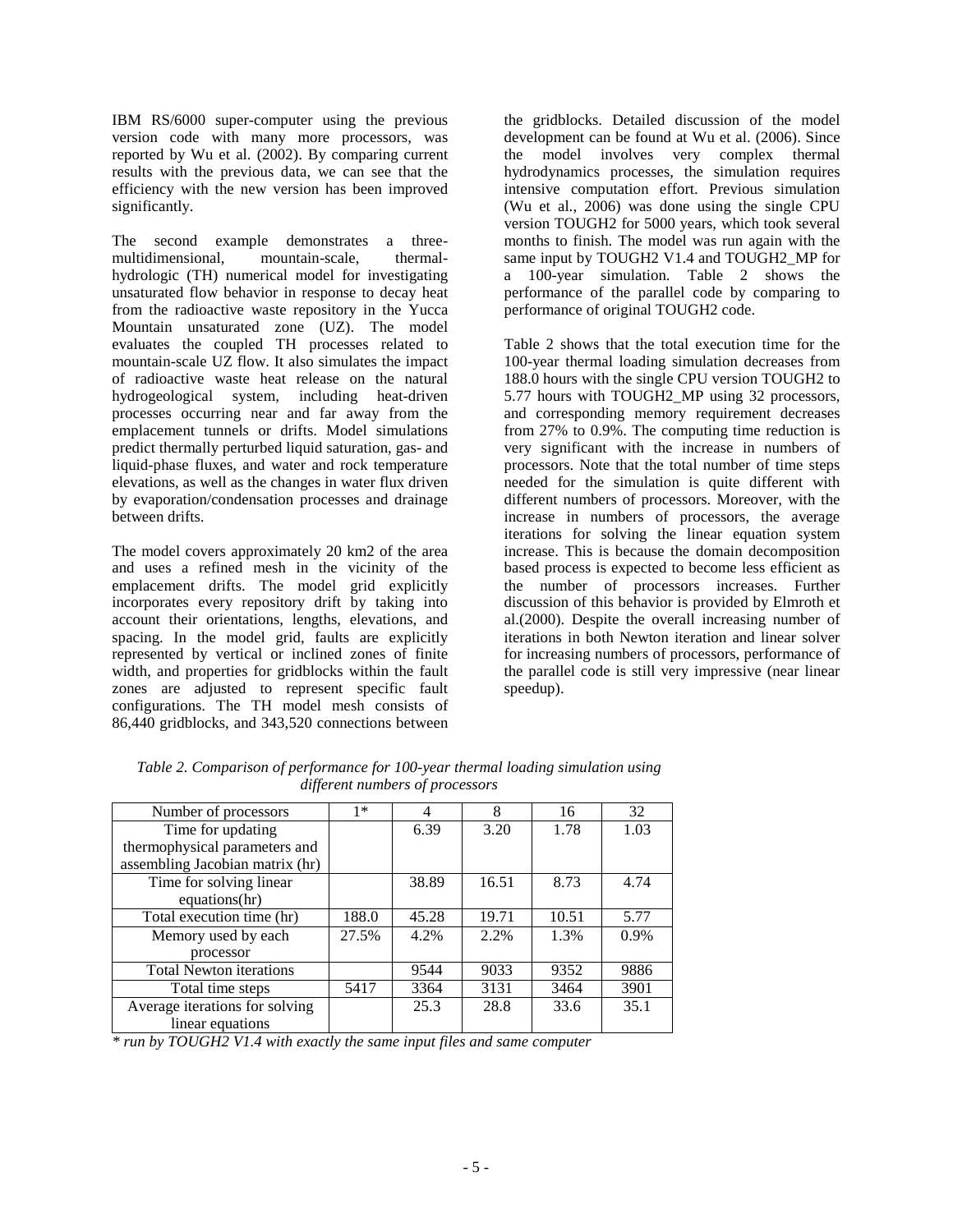IBM RS/6000 super-computer using the previous version code with many more processors, was reported by Wu et al. (2002). By comparing current results with the previous data, we can see that the efficiency with the new version has been improved significantly.

The second example demonstrates a three-multidimensional, mountain-scale, thermal-hydrologic (TH) numerical model for investigating unsaturated flow behavior in response to decay heat from the radioactive waste repository in the Yucca Mountain unsaturated zone (UZ). The model evaluates the coupled TH processes related to mountain-scale UZ flow. It also simulates the impact of radioactive waste heat release on the natural hydrogeological system, including heat-driven processes occurring near and far away from the emplacement tunnels or drifts. Model simulations predict thermally perturbed liquid saturation, gas- and liquid-phase fluxes, and water and rock temperature elevations, as well as the changes in water flux driven by evaporation/condensation processes and drainage between drifts.

The model covers approximately 20 km2 of the area and uses a refined mesh in the vicinity of the emplacement drifts. The model grid explicitly incorporates every repository drift by taking into account their orientations, lengths, elevations, and spacing. In the model grid, faults are explicitly represented by vertical or inclined zones of finite width, and properties for gridblocks within the fault zones are adjusted to represent specific fault configurations. The TH model mesh consists of 86,440 gridblocks, and 343,520 connections between the gridblocks. Detailed discussion of the model development can be found at Wu et al. (2006). Since the model involves very complex thermal hydrodynamics processes, the simulation requires intensive computation effort. Previous simulation (Wu et al., 2006) was done using the single CPU version TOUGH2 for 5000 years, which took several months to finish. The model was run again with the same input by TOUGH2 V1.4 and TOUGH2_MP for a 100-year simulation. Table 2 shows the performance of the parallel code by comparing to performance of original TOUGH2 code.

Table 2 shows that the total execution time for the 100-year thermal loading simulation decreases from 188.0 hours with the single CPU version TOUGH2 to 5.77 hours with TOUGH2_MP using 32 processors, and corresponding memory requirement decreases from 27% to 0.9%. The computing time reduction is very significant with the increase in numbers of processors. Note that the total number of time steps needed for the simulation is quite different with different numbers of processors. Moreover, with the increase in numbers of processors, the average iterations for solving the linear equation system increase. This is because the domain decomposition based process is expected to become less efficient as the number of processors increases. Further discussion of this behavior is provided by Elmroth et al.(2000). Despite the overall increasing number of iterations in both Newton iteration and linear solver for increasing numbers of processors, performance of the parallel code is still very impressive (near linear speedup).

*Table 2. Comparison of performance for 100-year thermal loading simulation using different numbers of processors*

| Number of processors | 1* | 4 | 8 | 16 | 32 |
|---|---|---|---|---|---|
| Time for updating thermophysical parameters and assembling Jacobian matrix (hr) | | 6.39 | 3.20 | 1.78 | 1.03 |
| Time for solving linear equations(hr) | | 38.89 | 16.51 | 8.73 | 4.74 |
| Total execution time (hr) | 188.0 | 45.28 | 19.71 | 10.51 | 5.77 |
| Memory used by each processor | 27.5% | 4.2% | 2.2% | 1.3% | 0.9% |
| Total Newton iterations | | 9544 | 9033 | 9352 | 9886 |
| Total time steps | 5417 | 3364 | 3131 | 3464 | 3901 |
| Average iterations for solving linear equations | | 25.3 | 28.8 | 33.6 | 35.1 |

*\* run by TOUGH2 V1.4 with exactly the same input files and same computer*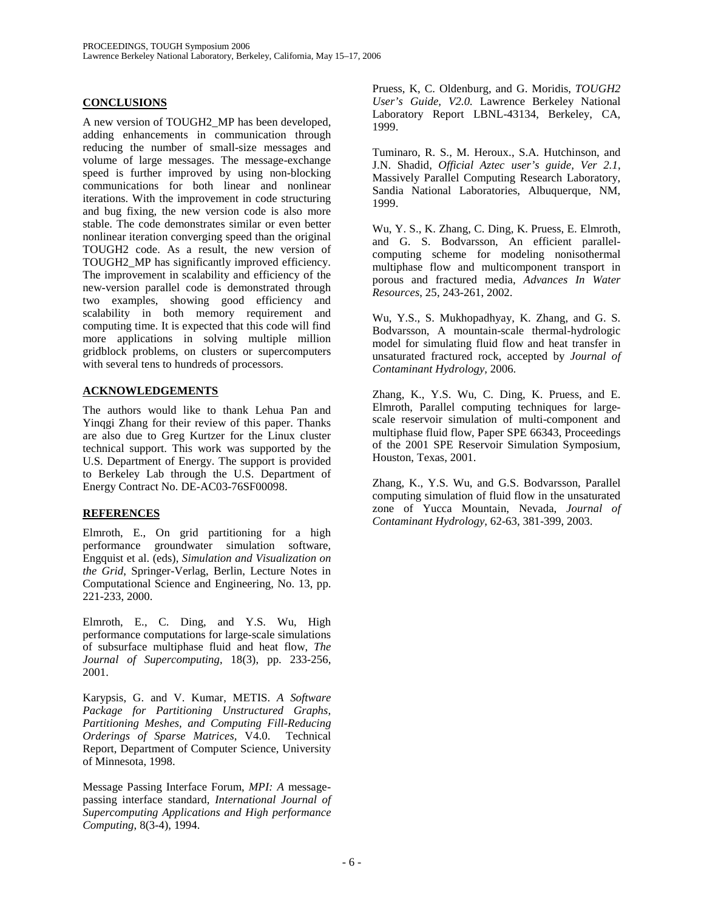## CONCLUSIONS

A new version of TOUGH2_MP has been developed, adding enhancements in communication through reducing the number of small-size messages and volume of large messages. The message-exchange speed is further improved by using non-blocking communications for both linear and nonlinear iterations. With the improvement in code structuring and bug fixing, the new version code is also more stable. The code demonstrates similar or even better nonlinear iteration converging speed than the original TOUGH2 code. As a result, the new version of TOUGH2_MP has significantly improved efficiency. The improvement in scalability and efficiency of the new-version parallel code is demonstrated through two examples, showing good efficiency and scalability in both memory requirement and computing time. It is expected that this code will find more applications in solving multiple million gridblock problems, on clusters or supercomputers with several tens to hundreds of processors.

## ACKNOWLEDGEMENTS

The authors would like to thank Lehua Pan and Yinqgi Zhang for their review of this paper. Thanks are also due to Greg Kurtzer for the Linux cluster technical support. This work was supported by the U.S. Department of Energy. The support is provided to Berkeley Lab through the U.S. Department of Energy Contract No. DE-AC03-76SF00098.

## REFERENCES

Elmroth, E., On grid partitioning for a high performance groundwater simulation software, Engquist et al. (eds), *Simulation and Visualization on the Grid*, Springer-Verlag, Berlin, Lecture Notes in Computational Science and Engineering, No. 13, pp. 221-233, 2000.

Elmroth, E., C. Ding, and Y.S. Wu, High performance computations for large-scale simulations of subsurface multiphase fluid and heat flow, *The Journal of Supercomputing*, 18(3), pp. 233-256, 2001.

Karypsis, G. and V. Kumar, METIS. *A Software Package for Partitioning Unstructured Graphs, Partitioning Meshes, and Computing Fill-Reducing Orderings of Sparse Matrices*, V4.0. Technical Report, Department of Computer Science, University of Minnesota, 1998.

Message Passing Interface Forum, *MPI: A* message-passing interface standard, *International Journal of Supercomputing Applications and High performance Computing*, 8(3-4), 1994.

Pruess, K, C. Oldenburg, and G. Moridis, *TOUGH2 User's Guide, V2.0.* Lawrence Berkeley National Laboratory Report LBNL-43134, Berkeley, CA, 1999.

Tuminaro, R. S., M. Heroux., S.A. Hutchinson, and J.N. Shadid, *Official Aztec user's guide, Ver 2.1*, Massively Parallel Computing Research Laboratory, Sandia National Laboratories, Albuquerque, NM, 1999.

Wu, Y. S., K. Zhang, C. Ding, K. Pruess, E. Elmroth, and G. S. Bodvarsson, An efficient parallel-computing scheme for modeling nonisothermal multiphase flow and multicomponent transport in porous and fractured media, *Advances In Water Resources*, 25, 243-261, 2002.

Wu, Y.S., S. Mukhopadhyay, K. Zhang, and G. S. Bodvarsson, A mountain-scale thermal-hydrologic model for simulating fluid flow and heat transfer in unsaturated fractured rock, accepted by *Journal of Contaminant Hydrology*, 2006.

Zhang, K., Y.S. Wu, C. Ding, K. Pruess, and E. Elmroth, Parallel computing techniques for large-scale reservoir simulation of multi-component and multiphase fluid flow, Paper SPE 66343, Proceedings of the 2001 SPE Reservoir Simulation Symposium, Houston, Texas, 2001.

Zhang, K., Y.S. Wu, and G.S. Bodvarsson, Parallel computing simulation of fluid flow in the unsaturated zone of Yucca Mountain, Nevada, *Journal of Contaminant Hydrology*, 62-63, 381-399, 2003.